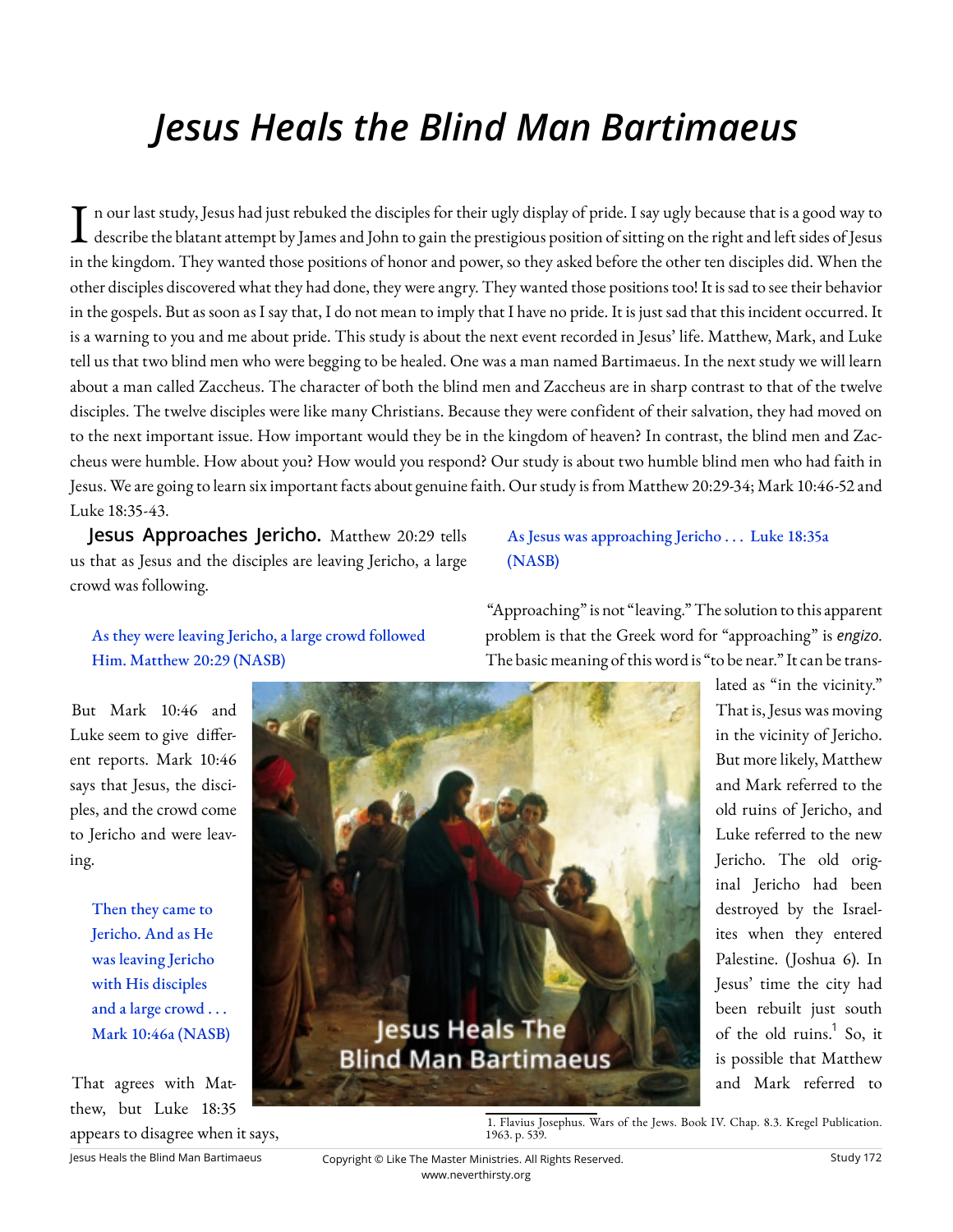# *Jesus Heals the Blind Man Bartimaeus*

In our last study, Jesus had just rebuked the disciples for their ugly display of pride. I say ugly because that is a good way to describe the blatant attempt by James and John to gain the prestigious position of sitting on the right and left sides of Jesus in the kingdom. They wanted those positions of honor and power, so they asked before the other ten disciples did. When the other disciples discovered what they had done, they were angry. They wanted those positions too! It is sad to see their behavior in the gospels. But as soon as I say that, I do not mean to imply that I have no pride. It is just sad that this incident occurred. It is a warning to you and me about pride. This study is about the next event recorded in Jesus' life. Matthew, Mark, and Luke tell us that two blind men who were begging to be healed. One was a man named Bartimaeus. In the next study we will learn about a man called Zaccheus. The character of both the blind men and Zaccheus are in sharp contrast to that of the twelve disciples. The twelve disciples were like many Christians. Because they were confident of their salvation, they had moved on to the next important issue. How important would they be in the kingdom of heaven? In contrast, the blind men and Zaccheus were humble. How about you? How would you respond? Our study is about two humble blind men who had faith in Jesus. We are going to learn six important facts about genuine faith. Our study is from Matthew 20:29-34; Mark 10:46-52 and Luke 18:35-43.

**Jesus Approaches Jericho.** Matthew 20:29 tells us that as Jesus and the disciples are leaving Jericho, a large crowd was following.

> As they were leaving Jericho, a large crowd followed Him. Matthew 20:29 (NASB)

But Mark 10:46 and Luke seem to give different reports. Mark 10:46 says that Jesus, the disciples, and the crowd come to Jericho and were leaving.

> Then they came to Jericho. And as He was leaving Jericho with His disciples and a large crowd . . . Mark 10:46a (NASB)

That agrees with Matthew, but Luke 18:35 appears to disagree when it says,

> As Jesus was approaching Jericho . . . Luke 18:35a (NASB)

"Approaching" is not "leaving." The solution to this apparent problem is that the Greek word for "approaching" is *engizo*. The basic meaning of this word is "to be near." It can be translated as "in the vicinity." That is, Jesus was moving in the vicinity of Jericho. But more likely, Matthew and Mark referred to the old ruins of Jericho, and Luke referred to the new Jericho. The old original Jericho had been destroyed by the Israelites when they entered Palestine. (Joshua 6). In Jesus' time the city had been rebuilt just south of the old ruins.[1] So, it is possible that Matthew and Mark referred to

1. Flavius Josephus. Wars of the Jews. Book IV. Chap. 8.3. Kregel Publication. 1963. p. 539.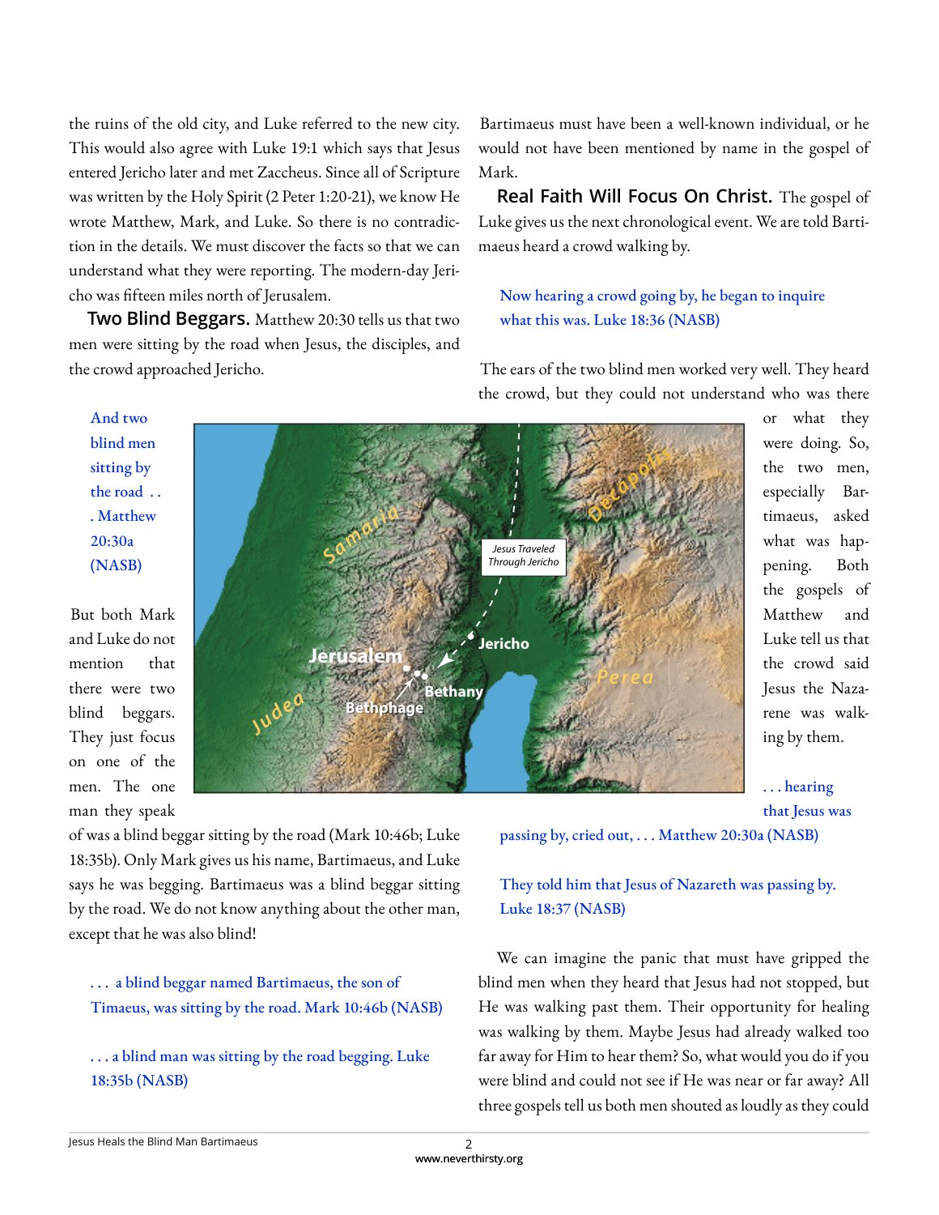the ruins of the old city, and Luke referred to the new city. This would also agree with Luke 19:1 which says that Jesus entered Jericho later and met Zaccheus. Since all of Scripture was written by the Holy Spirit (2 Peter 1:20-21), we know He wrote Matthew, Mark, and Luke. So there is no contradiction in the details. We must discover the facts so that we can understand what they were reporting. The modern-day Jericho was fifteen miles north of Jerusalem.

**Two Blind Beggars.** Matthew 20:30 tells us that two men were sitting by the road when Jesus, the disciples, and the crowd approached Jericho.

> And two blind men sitting by the road . . . Matthew 20:30a (NASB)

But both Mark and Luke do not mention that there were two blind beggars. They just focus on one of the men. The one man they speak of was a blind beggar sitting by the road (Mark 10:46b; Luke 18:35b). Only Mark gives us his name, Bartimaeus, and Luke says he was begging. Bartimaeus was a blind beggar sitting by the road. We do not know anything about the other man, except that he was also blind!

> . . . a blind beggar named Bartimaeus, the son of Timaeus, was sitting by the road. Mark 10:46b (NASB)

> . . . a blind man was sitting by the road begging. Luke 18:35b (NASB)

Bartimaeus must have been a well-known individual, or he would not have been mentioned by name in the gospel of Mark.

**Real Faith Will Focus On Christ.** The gospel of Luke gives us the next chronological event. We are told Bartimaeus heard a crowd walking by.

> Now hearing a crowd going by, he began to inquire what this was. Luke 18:36 (NASB)

The ears of the two blind men worked very well. They heard the crowd, but they could not understand who was there or what they were doing. So, the two men, especially Bartimaeus, asked what was happening. Both the gospels of Matthew and Luke tell us that the crowd said Jesus the Nazarene was walking by them.

> . . . hearing that Jesus was passing by, cried out, . . . Matthew 20:30a (NASB)

> They told him that Jesus of Nazareth was passing by. Luke 18:37 (NASB)

We can imagine the panic that must have gripped the blind men when they heard that Jesus had not stopped, but He was walking past them. Their opportunity for healing was walking by them. Maybe Jesus had already walked too far away for Him to hear them? So, what would you do if you were blind and could not see if He was near or far away? All three gospels tell us both men shouted as loudly as they could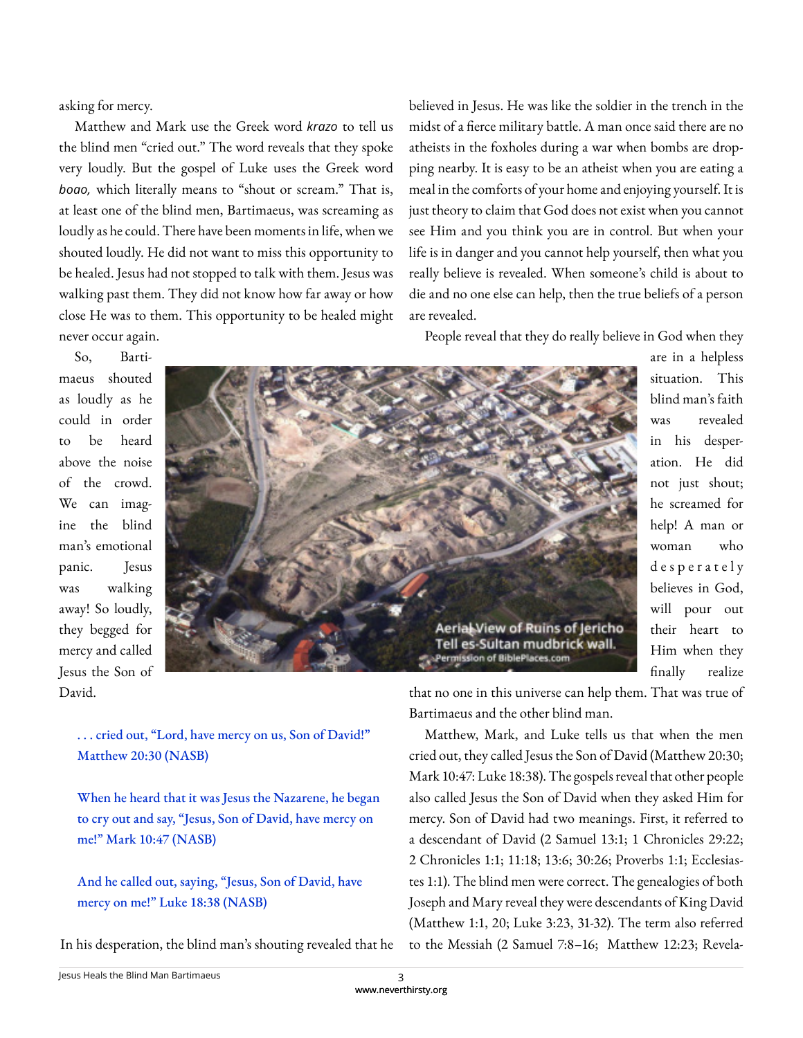asking for mercy.

Matthew and Mark use the Greek word *krazo* to tell us the blind men "cried out." The word reveals that they spoke very loudly. But the gospel of Luke uses the Greek word *boao,* which literally means to "shout or scream." That is, at least one of the blind men, Bartimaeus, was screaming as loudly as he could. There have been moments in life, when we shouted loudly. He did not want to miss this opportunity to be healed. Jesus had not stopped to talk with them. Jesus was walking past them. They did not know how far away or how close He was to them. This opportunity to be healed might never occur again.

So, Bartimaeus shouted as loudly as he could in order to be heard above the noise of the crowd. We can imagine the blind man's emotional panic. Jesus was walking away! So loudly, they begged for mercy and called Jesus the Son of David.

Aerial View of Ruins of Jericho Tell es-Sultan mudbrick wall. Permission of BiblePlaces.com

> . . . cried out, "Lord, have mercy on us, Son of David!" Matthew 20:30 (NASB)

> When he heard that it was Jesus the Nazarene, he began to cry out and say, "Jesus, Son of David, have mercy on me!" Mark 10:47 (NASB)

> And he called out, saying, "Jesus, Son of David, have mercy on me!" Luke 18:38 (NASB)

In his desperation, the blind man's shouting revealed that he believed in Jesus. He was like the soldier in the trench in the midst of a fierce military battle. A man once said there are no atheists in the foxholes during a war when bombs are dropping nearby. It is easy to be an atheist when you are eating a meal in the comforts of your home and enjoying yourself. It is just theory to claim that God does not exist when you cannot see Him and you think you are in control. But when your life is in danger and you cannot help yourself, then what you really believe is revealed. When someone's child is about to die and no one else can help, then the true beliefs of a person are revealed.

People reveal that they do really believe in God when they are in a helpless situation. This blind man's faith was revealed in his desperation. He did not just shout; he screamed for help! A man or woman who desperately believes in God, will pour out their heart to Him when they finally realize that no one in this universe can help them. That was true of Bartimaeus and the other blind man.

Matthew, Mark, and Luke tells us that when the men cried out, they called Jesus the Son of David (Matthew 20:30; Mark 10:47: Luke 18:38). The gospels reveal that other people also called Jesus the Son of David when they asked Him for mercy. Son of David had two meanings. First, it referred to a descendant of David (2 Samuel 13:1; 1 Chronicles 29:22; 2 Chronicles 1:1; 11:18; 13:6; 30:26; Proverbs 1:1; Ecclesiastes 1:1). The blind men were correct. The genealogies of both Joseph and Mary reveal they were descendants of King David (Matthew 1:1, 20; Luke 3:23, 31-32). The term also referred to the Messiah (2 Samuel 7:8–16; Matthew 12:23; Revela-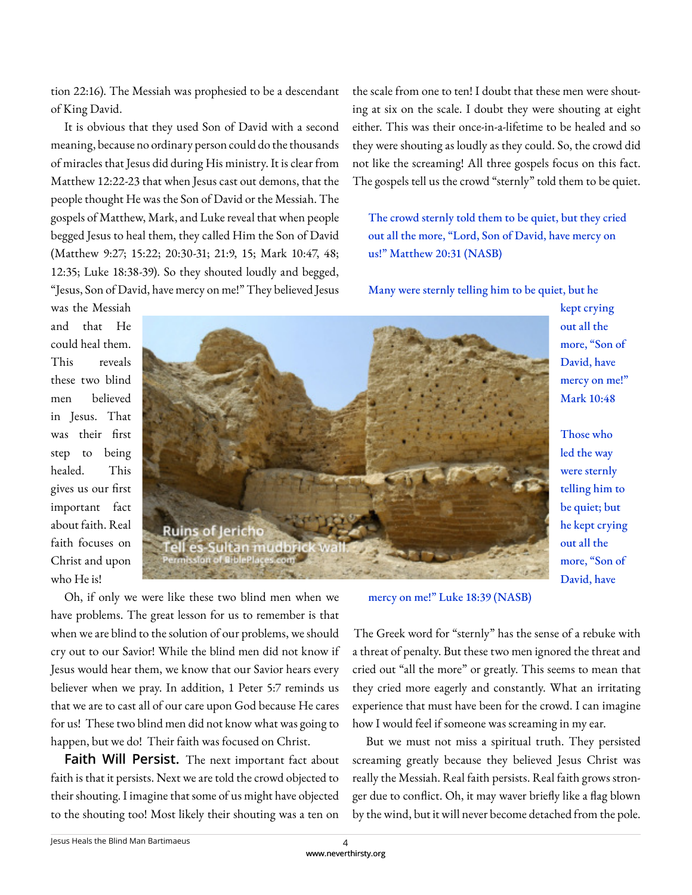tion 22:16). The Messiah was prophesied to be a descendant of King David.

It is obvious that they used Son of David with a second meaning, because no ordinary person could do the thousands of miracles that Jesus did during His ministry. It is clear from Matthew 12:22-23 that when Jesus cast out demons, that the people thought He was the Son of David or the Messiah. The gospels of Matthew, Mark, and Luke reveal that when people begged Jesus to heal them, they called Him the Son of David (Matthew 9:27; 15:22; 20:30-31; 21:9, 15; Mark 10:47, 48; 12:35; Luke 18:38-39). So they shouted loudly and begged, "Jesus, Son of David, have mercy on me!" They believed Jesus was the Messiah and that He could heal them. This reveals these two blind men believed in Jesus. That was their first step to being healed. This gives us our first important fact about faith. Real faith focuses on Christ and upon who He is!

Ruins of Jericho
Tell es-Sultan mudbrick wall.
Permission of BiblePlaces.com

Oh, if only we were like these two blind men when we have problems. The great lesson for us to remember is that when we are blind to the solution of our problems, we should cry out to our Savior! While the blind men did not know if Jesus would hear them, we know that our Savior hears every believer when we pray. In addition, 1 Peter 5:7 reminds us that we are to cast all of our care upon God because He cares for us! These two blind men did not know what was going to happen, but we do! Their faith was focused on Christ.

**Faith Will Persist.** The next important fact about faith is that it persists. Next we are told the crowd objected to their shouting. I imagine that some of us might have objected to the shouting too! Most likely their shouting was a ten on the scale from one to ten! I doubt that these men were shouting at six on the scale. I doubt they were shouting at eight either. This was their once-in-a-lifetime to be healed and so they were shouting as loudly as they could. So, the crowd did not like the screaming! All three gospels focus on this fact. The gospels tell us the crowd "sternly" told them to be quiet.

> The crowd sternly told them to be quiet, but they cried out all the more, "Lord, Son of David, have mercy on us!" Matthew 20:31 (NASB)

> Many were sternly telling him to be quiet, but he kept crying out all the more, "Son of David, have mercy on me!" Mark 10:48

> Those who led the way were sternly telling him to be quiet; but he kept crying out all the more, "Son of David, have mercy on me!" Luke 18:39 (NASB)

The Greek word for "sternly" has the sense of a rebuke with a threat of penalty. But these two men ignored the threat and cried out "all the more" or greatly. This seems to mean that they cried more eagerly and constantly. What an irritating experience that must have been for the crowd. I can imagine how I would feel if someone was screaming in my ear.

But we must not miss a spiritual truth. They persisted screaming greatly because they believed Jesus Christ was really the Messiah. Real faith persists. Real faith grows stronger due to conflict. Oh, it may waver briefly like a flag blown by the wind, but it will never become detached from the pole.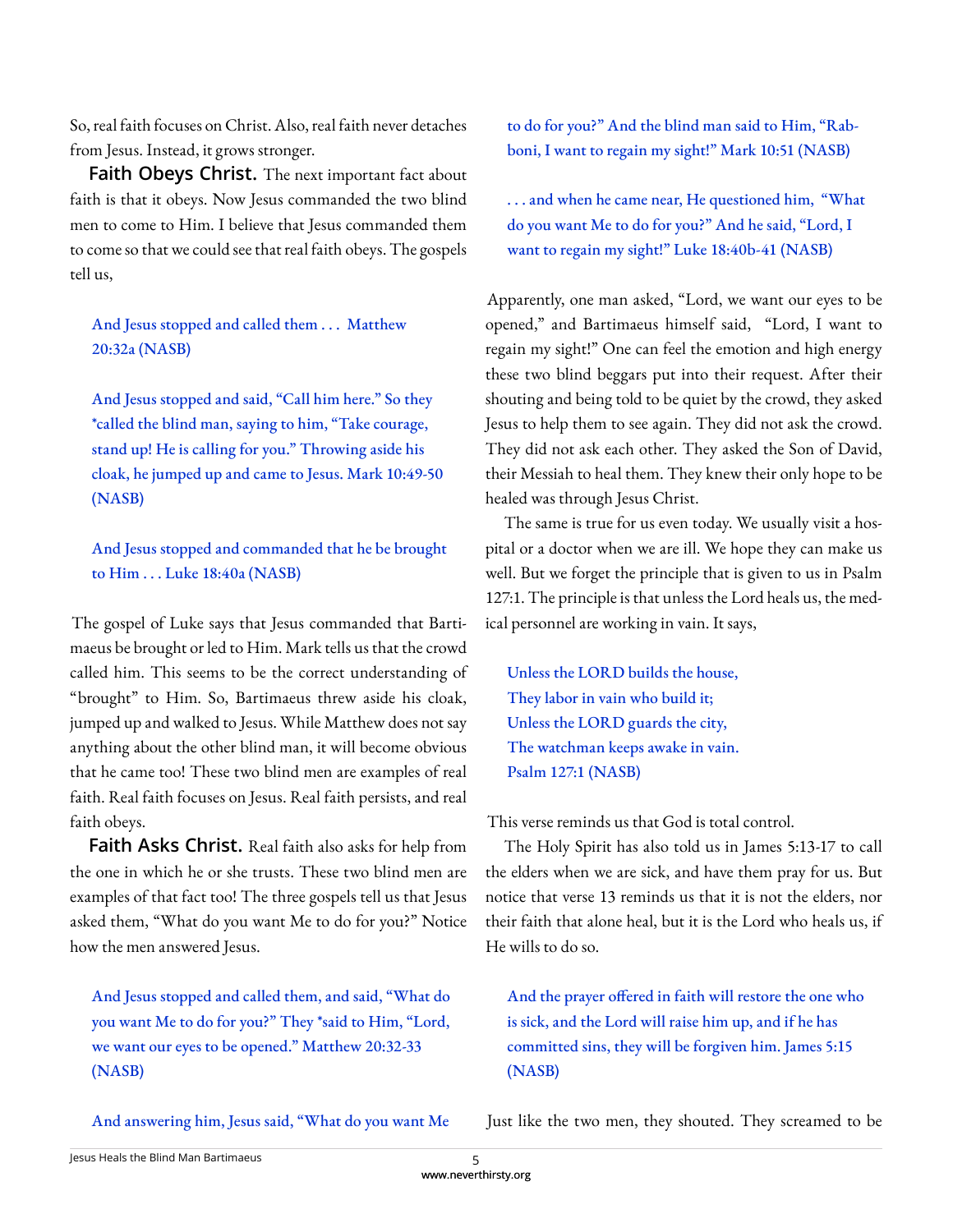So, real faith focuses on Christ. Also, real faith never detaches from Jesus. Instead, it grows stronger.

**Faith Obeys Christ.** The next important fact about faith is that it obeys. Now Jesus commanded the two blind men to come to Him. I believe that Jesus commanded them to come so that we could see that real faith obeys. The gospels tell us,

> And Jesus stopped and called them . . . Matthew 20:32a (NASB)

> And Jesus stopped and said, "Call him here." So they *called the blind man, saying to him, "Take courage, stand up! He is calling for you." Throwing aside his cloak, he jumped up and came to Jesus. Mark 10:49-50 (NASB)

> And Jesus stopped and commanded that he be brought to Him . . . Luke 18:40a (NASB)

The gospel of Luke says that Jesus commanded that Bartimaeus be brought or led to Him. Mark tells us that the crowd called him. This seems to be the correct understanding of "brought" to Him. So, Bartimaeus threw aside his cloak, jumped up and walked to Jesus. While Matthew does not say anything about the other blind man, it will become obvious that he came too! These two blind men are examples of real faith. Real faith focuses on Jesus. Real faith persists, and real faith obeys.

**Faith Asks Christ.** Real faith also asks for help from the one in which he or she trusts. These two blind men are examples of that fact too! The three gospels tell us that Jesus asked them, "What do you want Me to do for you?" Notice how the men answered Jesus.

> And Jesus stopped and called them, and said, "What do you want Me to do for you?" They *said to Him, "Lord, we want our eyes to be opened." Matthew 20:32-33 (NASB)

> And answering him, Jesus said, "What do you want Me to do for you?" And the blind man said to Him, "Rabboni, I want to regain my sight!" Mark 10:51 (NASB)

> . . . and when he came near, He questioned him, "What do you want Me to do for you?" And he said, "Lord, I want to regain my sight!" Luke 18:40b-41 (NASB)

Apparently, one man asked, "Lord, we want our eyes to be opened," and Bartimaeus himself said, "Lord, I want to regain my sight!" One can feel the emotion and high energy these two blind beggars put into their request. After their shouting and being told to be quiet by the crowd, they asked Jesus to help them to see again. They did not ask the crowd. They did not ask each other. They asked the Son of David, their Messiah to heal them. They knew their only hope to be healed was through Jesus Christ.

The same is true for us even today. We usually visit a hospital or a doctor when we are ill. We hope they can make us well. But we forget the principle that is given to us in Psalm 127:1. The principle is that unless the Lord heals us, the medical personnel are working in vain. It says,

> Unless the LORD builds the house,
> They labor in vain who build it;
> Unless the LORD guards the city,
> The watchman keeps awake in vain.
> Psalm 127:1 (NASB)

This verse reminds us that God is total control.

The Holy Spirit has also told us in James 5:13-17 to call the elders when we are sick, and have them pray for us. But notice that verse 13 reminds us that it is not the elders, nor their faith that alone heal, but it is the Lord who heals us, if He wills to do so.

> And the prayer offered in faith will restore the one who is sick, and the Lord will raise him up, and if he has committed sins, they will be forgiven him. James 5:15 (NASB)

Just like the two men, they shouted. They screamed to be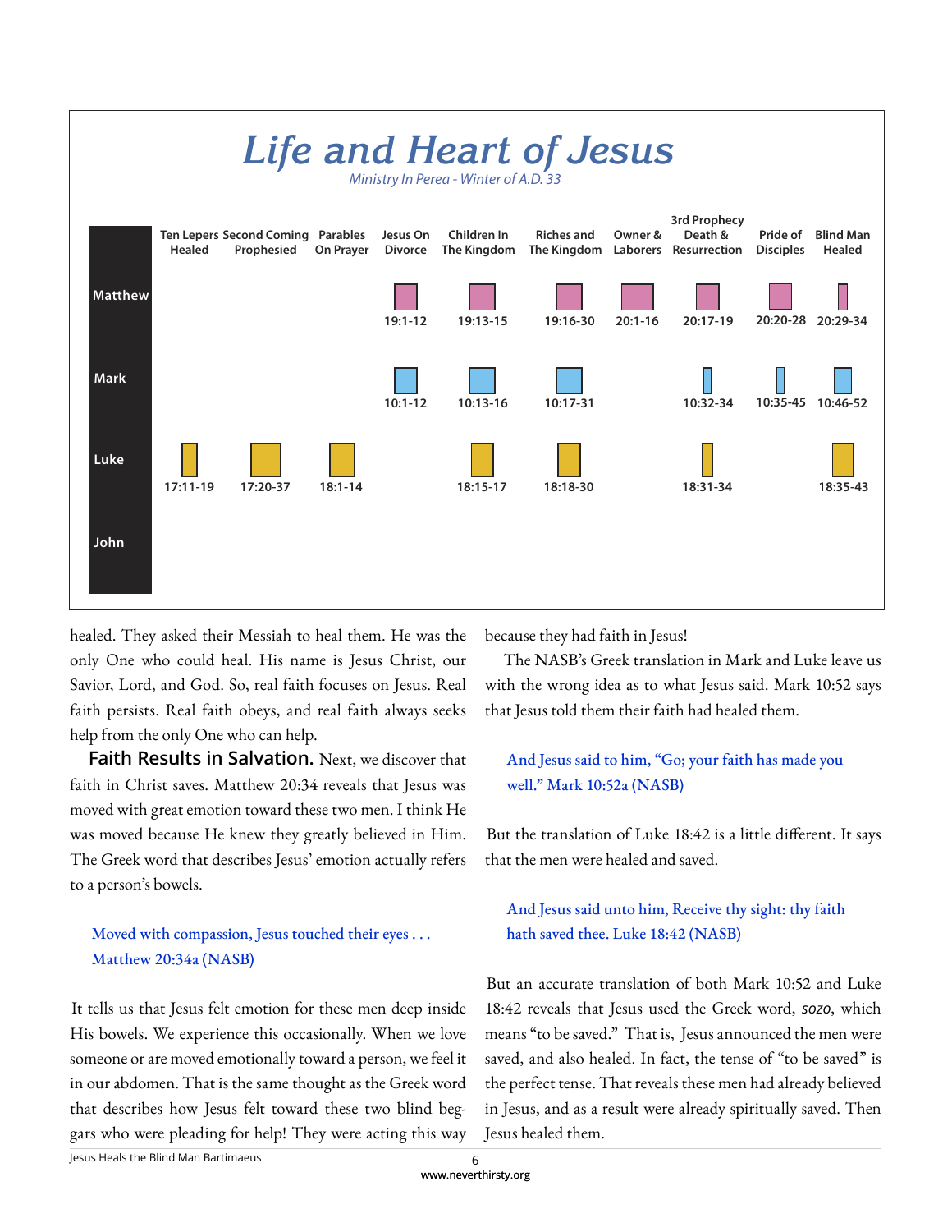## Life and Heart of Jesus

*Ministry In Perea - Winter of A.D. 33*

| | Ten Lepers Healed | Second Coming Prophesied | Parables On Prayer | Jesus On Divorce | Children In The Kingdom | Riches and The Kingdom | Owner & Laborers | 3rd Prophecy Death & Resurrection | Pride of Disciples | Blind Man Healed |
|---|---|---|---|---|---|---|---|---|---|---|
| Matthew | | | | 19:1-12 | 19:13-15 | 19:16-30 | 20:1-16 | 20:17-19 | 20:20-28 | 20:29-34 |
| Mark | | | | 10:1-12 | 10:13-16 | 10:17-31 | | 10:32-34 | 10:35-45 | 10:46-52 |
| Luke | 17:11-19 | 17:20-37 | 18:1-14 | | 18:15-17 | 18:18-30 | | 18:31-34 | | 18:35-43 |
| John | | | | | | | | | | |

healed. They asked their Messiah to heal them. He was the only One who could heal. His name is Jesus Christ, our Savior, Lord, and God. So, real faith focuses on Jesus. Real faith persists. Real faith obeys, and real faith always seeks help from the only One who can help.

**Faith Results in Salvation.** Next, we discover that faith in Christ saves. Matthew 20:34 reveals that Jesus was moved with great emotion toward these two men. I think He was moved because He knew they greatly believed in Him. The Greek word that describes Jesus' emotion actually refers to a person's bowels.

> Moved with compassion, Jesus touched their eyes . . . Matthew 20:34a (NASB)

It tells us that Jesus felt emotion for these men deep inside His bowels. We experience this occasionally. When we love someone or are moved emotionally toward a person, we feel it in our abdomen. That is the same thought as the Greek word that describes how Jesus felt toward these two blind beggars who were pleading for help! They were acting this way because they had faith in Jesus!

The NASB's Greek translation in Mark and Luke leave us with the wrong idea as to what Jesus said. Mark 10:52 says that Jesus told them their faith had healed them.

> And Jesus said to him, "Go; your faith has made you well." Mark 10:52a (NASB)

But the translation of Luke 18:42 is a little different. It says that the men were healed and saved.

> And Jesus said unto him, Receive thy sight: thy faith hath saved thee. Luke 18:42 (NASB)

But an accurate translation of both Mark 10:52 and Luke 18:42 reveals that Jesus used the Greek word, *sozo*, which means "to be saved." That is, Jesus announced the men were saved, and also healed. In fact, the tense of "to be saved" is the perfect tense. That reveals these men had already believed in Jesus, and as a result were already spiritually saved. Then Jesus healed them.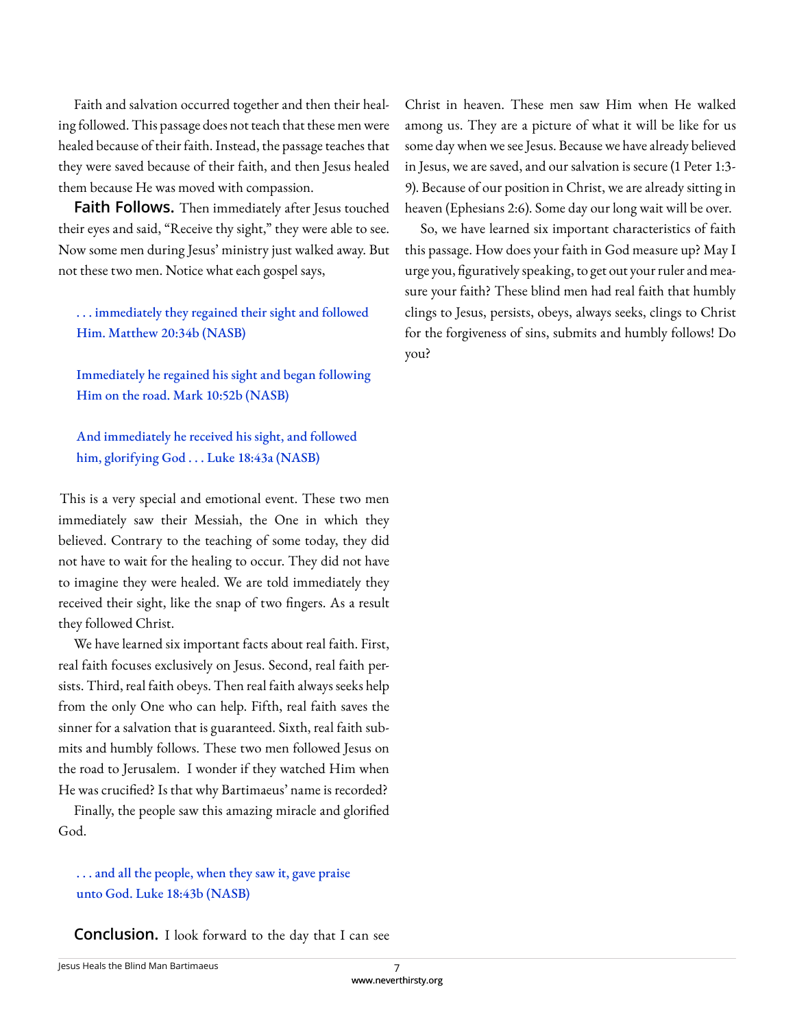Faith and salvation occurred together and then their healing followed. This passage does not teach that these men were healed because of their faith. Instead, the passage teaches that they were saved because of their faith, and then Jesus healed them because He was moved with compassion.

**Faith Follows.** Then immediately after Jesus touched their eyes and said, "Receive thy sight," they were able to see. Now some men during Jesus' ministry just walked away. But not these two men. Notice what each gospel says,

> . . . immediately they regained their sight and followed Him. Matthew 20:34b (NASB)

> Immediately he regained his sight and began following Him on the road. Mark 10:52b (NASB)

> And immediately he received his sight, and followed him, glorifying God . . . Luke 18:43a (NASB)

This is a very special and emotional event. These two men immediately saw their Messiah, the One in which they believed. Contrary to the teaching of some today, they did not have to wait for the healing to occur. They did not have to imagine they were healed. We are told immediately they received their sight, like the snap of two fingers. As a result they followed Christ.

We have learned six important facts about real faith. First, real faith focuses exclusively on Jesus. Second, real faith persists. Third, real faith obeys. Then real faith always seeks help from the only One who can help. Fifth, real faith saves the sinner for a salvation that is guaranteed. Sixth, real faith submits and humbly follows. These two men followed Jesus on the road to Jerusalem. I wonder if they watched Him when He was crucified? Is that why Bartimaeus' name is recorded?

Finally, the people saw this amazing miracle and glorified God.

> . . . and all the people, when they saw it, gave praise unto God. Luke 18:43b (NASB)

**Conclusion.** I look forward to the day that I can see Christ in heaven. These men saw Him when He walked among us. They are a picture of what it will be like for us some day when we see Jesus. Because we have already believed in Jesus, we are saved, and our salvation is secure (1 Peter 1:3-9). Because of our position in Christ, we are already sitting in heaven (Ephesians 2:6). Some day our long wait will be over.

So, we have learned six important characteristics of faith this passage. How does your faith in God measure up? May I urge you, figuratively speaking, to get out your ruler and measure your faith? These blind men had real faith that humbly clings to Jesus, persists, obeys, always seeks, clings to Christ for the forgiveness of sins, submits and humbly follows! Do you?